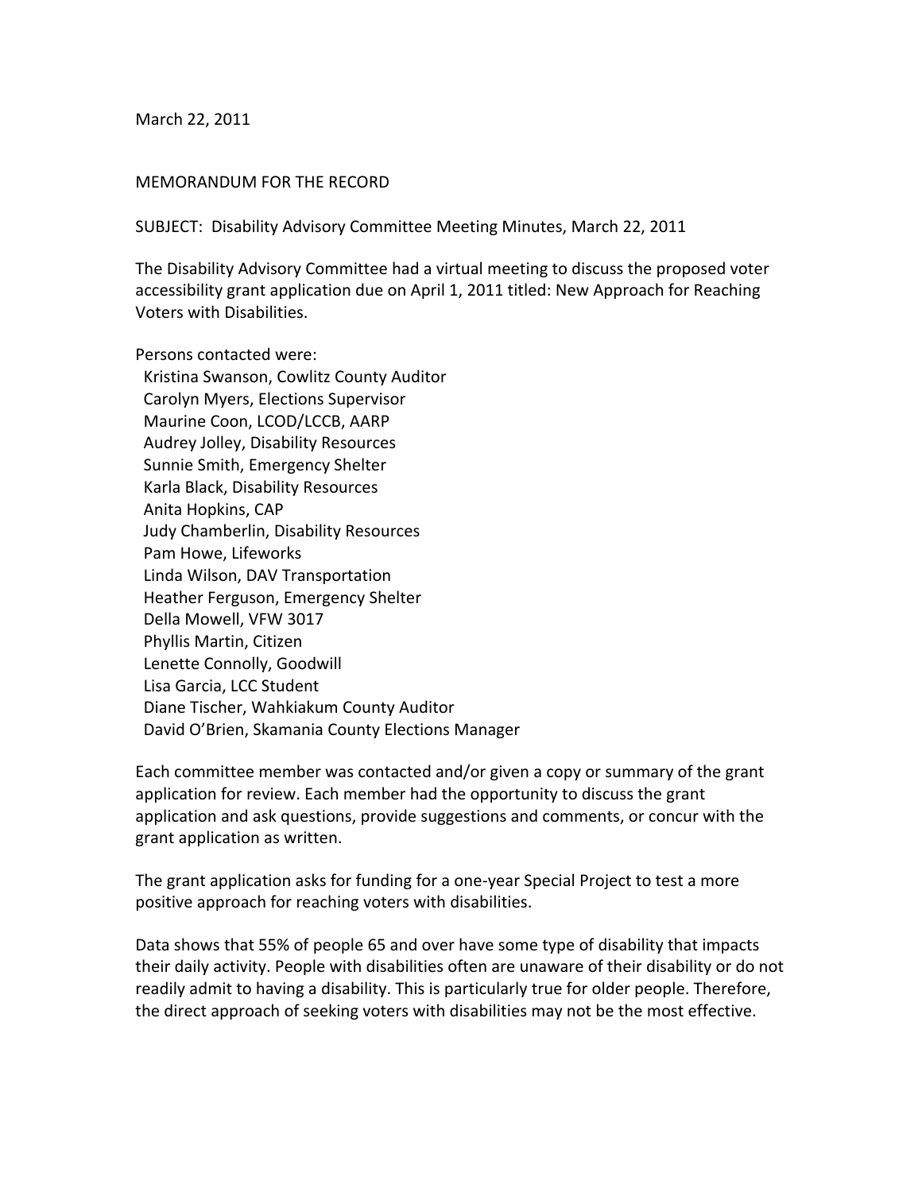March 22, 2011

MEMORANDUM FOR THE RECORD

SUBJECT: Disability Advisory Committee Meeting Minutes, March 22, 2011

The Disability Advisory Committee had a virtual meeting to discuss the proposed voter accessibility grant application due on April 1, 2011 titled: New Approach for Reaching Voters with Disabilities.

Persons contacted were:

- Kristina Swanson, Cowlitz County Auditor
- Carolyn Myers, Elections Supervisor
- Maurine Coon, LCOD/LCCB, AARP
- Audrey Jolley, Disability Resources
- Sunnie Smith, Emergency Shelter
- Karla Black, Disability Resources
- Anita Hopkins, CAP
- Judy Chamberlin, Disability Resources
- Pam Howe, Lifeworks
- Linda Wilson, DAV Transportation
- Heather Ferguson, Emergency Shelter
- Della Mowell, VFW 3017
- Phyllis Martin, Citizen
- Lenette Connolly, Goodwill
- Lisa Garcia, LCC Student
- Diane Tischer, Wahkiakum County Auditor
- David O'Brien, Skamania County Elections Manager

Each committee member was contacted and/or given a copy or summary of the grant application for review. Each member had the opportunity to discuss the grant application and ask questions, provide suggestions and comments, or concur with the grant application as written.

The grant application asks for funding for a one-year Special Project to test a more positive approach for reaching voters with disabilities.

Data shows that 55% of people 65 and over have some type of disability that impacts their daily activity. People with disabilities often are unaware of their disability or do not readily admit to having a disability. This is particularly true for older people. Therefore, the direct approach of seeking voters with disabilities may not be the most effective.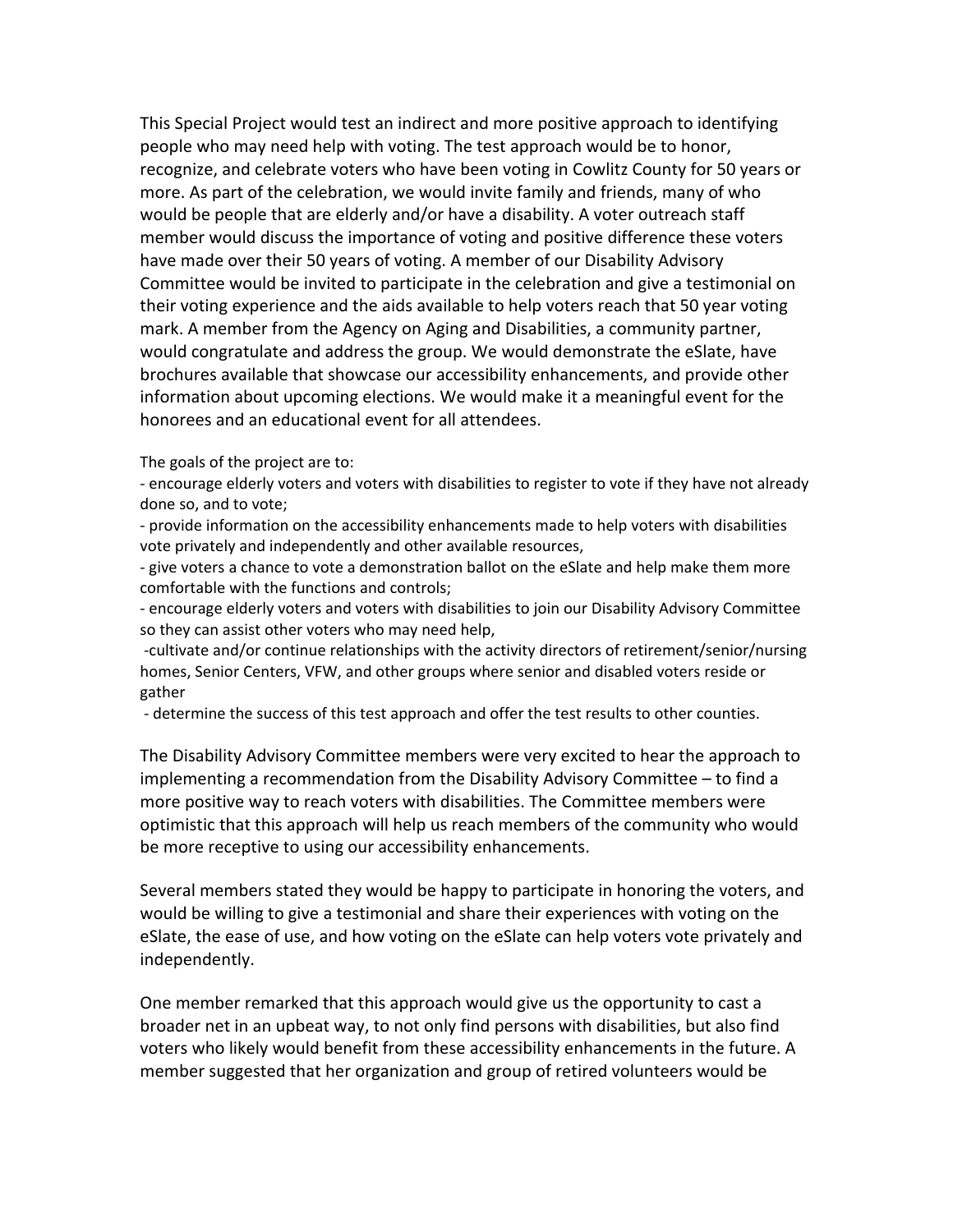This Special Project would test an indirect and more positive approach to identifying people who may need help with voting. The test approach would be to honor, recognize, and celebrate voters who have been voting in Cowlitz County for 50 years or more. As part of the celebration, we would invite family and friends, many of who would be people that are elderly and/or have a disability. A voter outreach staff member would discuss the importance of voting and positive difference these voters have made over their 50 years of voting. A member of our Disability Advisory Committee would be invited to participate in the celebration and give a testimonial on their voting experience and the aids available to help voters reach that 50 year voting mark. A member from the Agency on Aging and Disabilities, a community partner, would congratulate and address the group. We would demonstrate the eSlate, have brochures available that showcase our accessibility enhancements, and provide other information about upcoming elections. We would make it a meaningful event for the honorees and an educational event for all attendees.

The goals of the project are to:

- encourage elderly voters and voters with disabilities to register to vote if they have not already done so, and to vote;
- provide information on the accessibility enhancements made to help voters with disabilities vote privately and independently and other available resources,
- give voters a chance to vote a demonstration ballot on the eSlate and help make them more comfortable with the functions and controls;
- encourage elderly voters and voters with disabilities to join our Disability Advisory Committee so they can assist other voters who may need help,
- cultivate and/or continue relationships with the activity directors of retirement/senior/nursing homes, Senior Centers, VFW, and other groups where senior and disabled voters reside or gather
- determine the success of this test approach and offer the test results to other counties.

The Disability Advisory Committee members were very excited to hear the approach to implementing a recommendation from the Disability Advisory Committee – to find a more positive way to reach voters with disabilities. The Committee members were optimistic that this approach will help us reach members of the community who would be more receptive to using our accessibility enhancements.

Several members stated they would be happy to participate in honoring the voters, and would be willing to give a testimonial and share their experiences with voting on the eSlate, the ease of use, and how voting on the eSlate can help voters vote privately and independently.

One member remarked that this approach would give us the opportunity to cast a broader net in an upbeat way, to not only find persons with disabilities, but also find voters who likely would benefit from these accessibility enhancements in the future. A member suggested that her organization and group of retired volunteers would be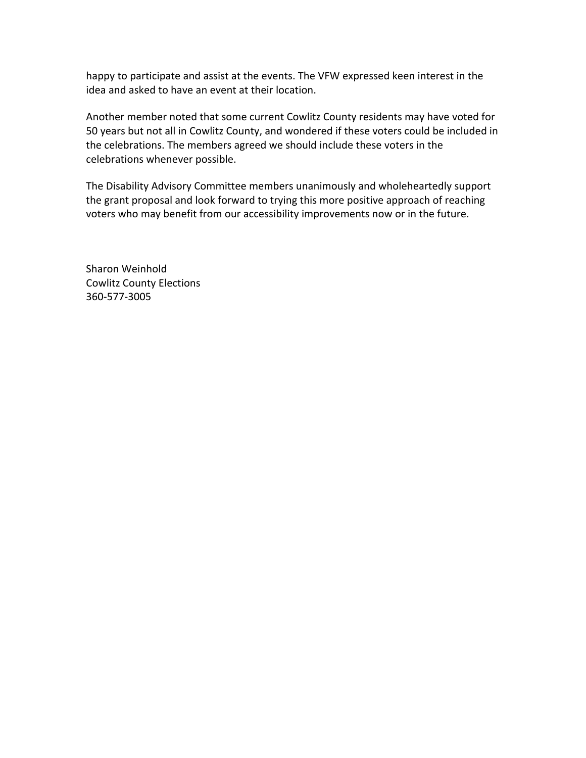happy to participate and assist at the events. The VFW expressed keen interest in the idea and asked to have an event at their location.

Another member noted that some current Cowlitz County residents may have voted for 50 years but not all in Cowlitz County, and wondered if these voters could be included in the celebrations. The members agreed we should include these voters in the celebrations whenever possible.

The Disability Advisory Committee members unanimously and wholeheartedly support the grant proposal and look forward to trying this more positive approach of reaching voters who may benefit from our accessibility improvements now or in the future.

Sharon Weinhold
Cowlitz County Elections
360-577-3005